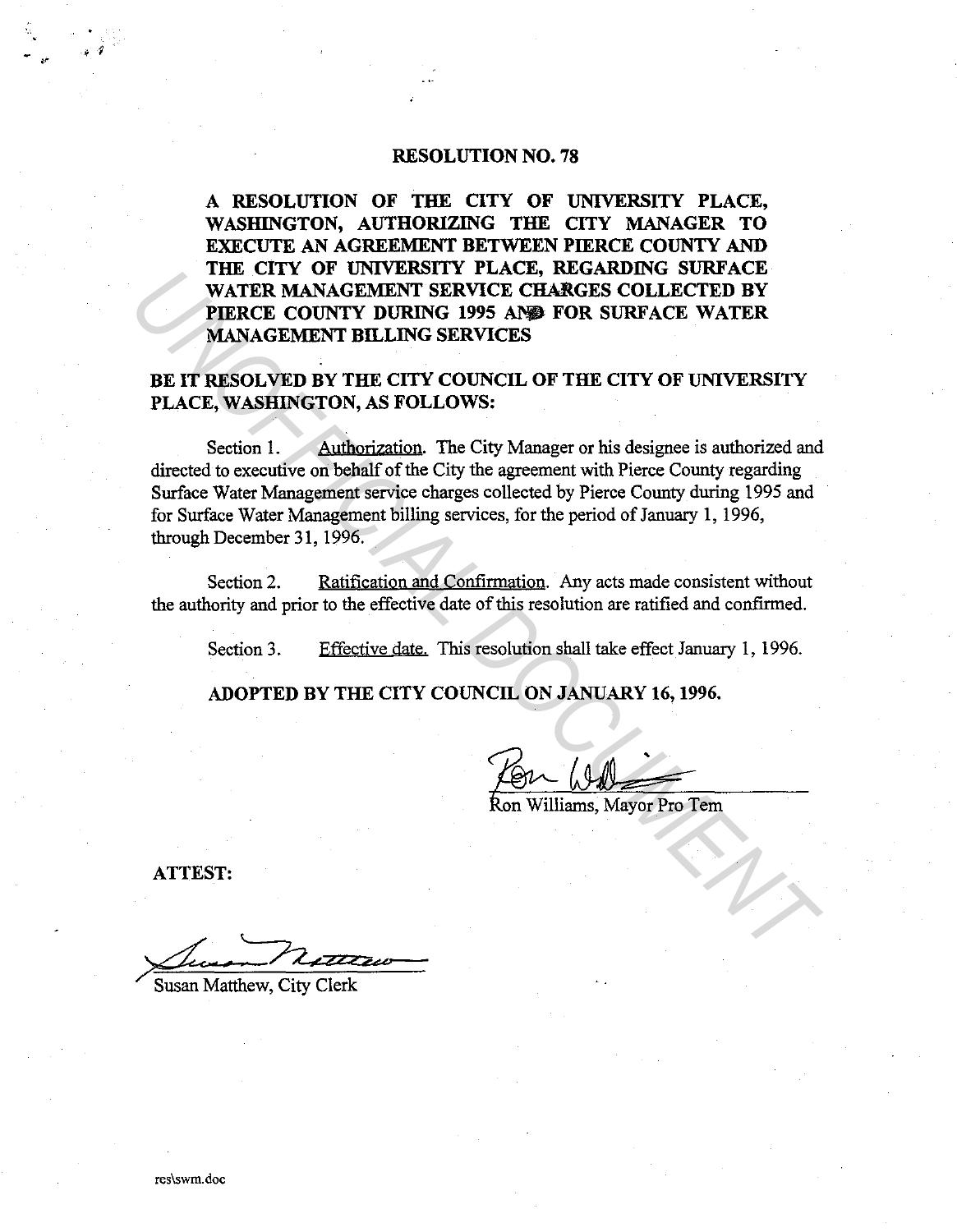# RESOLUTION NO. 78

**A RESOLUTION OF THE CITY OF UNIVERSITY PLACE, WASHINGTON, AUTHORIZING THE CITY MANAGER TO EXECUTE AN AGREEMENT BETWEEN PIERCE COUNTY AND THE CITY OF UNIVERSITY PLACE, REGARDING SURFACE WATER MANAGEMENT SERVICE CHARGES COLLECTED BY PIERCE COUNTY DURING 1995 AND FOR SURFACE WATER MANAGEMENT BILLING SERVICES**

**BE IT RESOLVED BY THE CITY COUNCIL OF THE CITY OF UNIVERSITY PLACE, WASHINGTON, AS FOLLOWS:**

Section 1. Authorization. The City Manager or his designee is authorized and directed to executive on behalf of the City the agreement with Pierce County regarding Surface Water Management service charges collected by Pierce County during 1995 and for Surface Water Management billing services, for the period of January 1, 1996, through December 31, 1996.

Section 2. Ratification and Confirmation. Any acts made consistent without the authority and prior to the effective date of this resolution are ratified and confirmed.

Section 3. Effective date. This resolution shall take effect January 1, 1996.

**ADOPTED BY THE CITY COUNCIL ON JANUARY 16, 1996.**

Ron Williams, Mayor Pro Tem

**ATTEST:**

Susan Matthew, City Clerk

res\swm.doc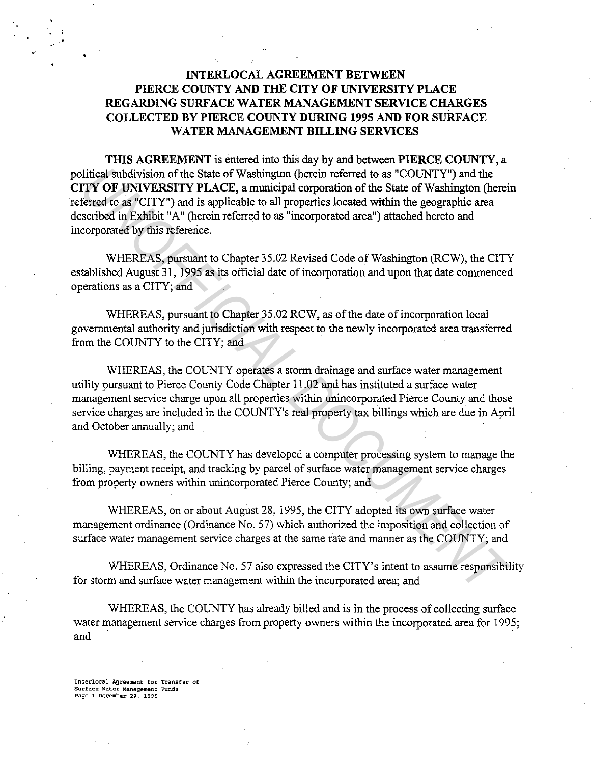# INTERLOCAL AGREEMENT BETWEEN PIERCE COUNTY AND THE CITY OF UNIVERSITY PLACE REGARDING SURFACE WATER MANAGEMENT SERVICE CHARGES COLLECTED BY PIERCE COUNTY DURING 1995 AND FOR SURFACE WATER MANAGEMENT BILLING SERVICES

**THIS AGREEMENT** is entered into this day by and between **PIERCE COUNTY**, a political subdivision of the State of Washington (herein referred to as "COUNTY") and the **CITY OF UNIVERSITY PLACE**, a municipal corporation of the State of Washington (herein referred to as "CITY") and is applicable to all properties located within the geographic area described in Exhibit "A" (herein referred to as "incorporated area") attached hereto and incorporated by this reference.

WHEREAS, pursuant to Chapter 35.02 Revised Code of Washington (RCW), the CITY established August 31, 1995 as its official date of incorporation and upon that date commenced operations as a CITY; and

WHEREAS, pursuant to Chapter 35.02 RCW, as of the date of incorporation local governmental authority and jurisdiction with respect to the newly incorporated area transferred from the COUNTY to the CITY; and

WHEREAS, the COUNTY operates a storm drainage and surface water management utility pursuant to Pierce County Code Chapter 11.02 and has instituted a surface water management service charge upon all properties within unincorporated Pierce County and those service charges are included in the COUNTY's real property tax billings which are due in April and October annually; and

WHEREAS, the COUNTY has developed a computer processing system to manage the billing, payment receipt, and tracking by parcel of surface water management service charges from property owners within unincorporated Pierce County; and

WHEREAS, on or about August 28, 1995, the CITY adopted its own surface water management ordinance (Ordinance No. 57) which authorized the imposition and collection of surface water management service charges at the same rate and manner as the COUNTY; and

WHEREAS, Ordinance No. 57 also expressed the CITY's intent to assume responsibility for storm and surface water management within the incorporated area; and

WHEREAS, the COUNTY has already billed and is in the process of collecting surface water management service charges from property owners within the incorporated area for 1995; and

Interlocal Agreement for Transfer of Surface Water Management Funds
Page 1 December 29, 1995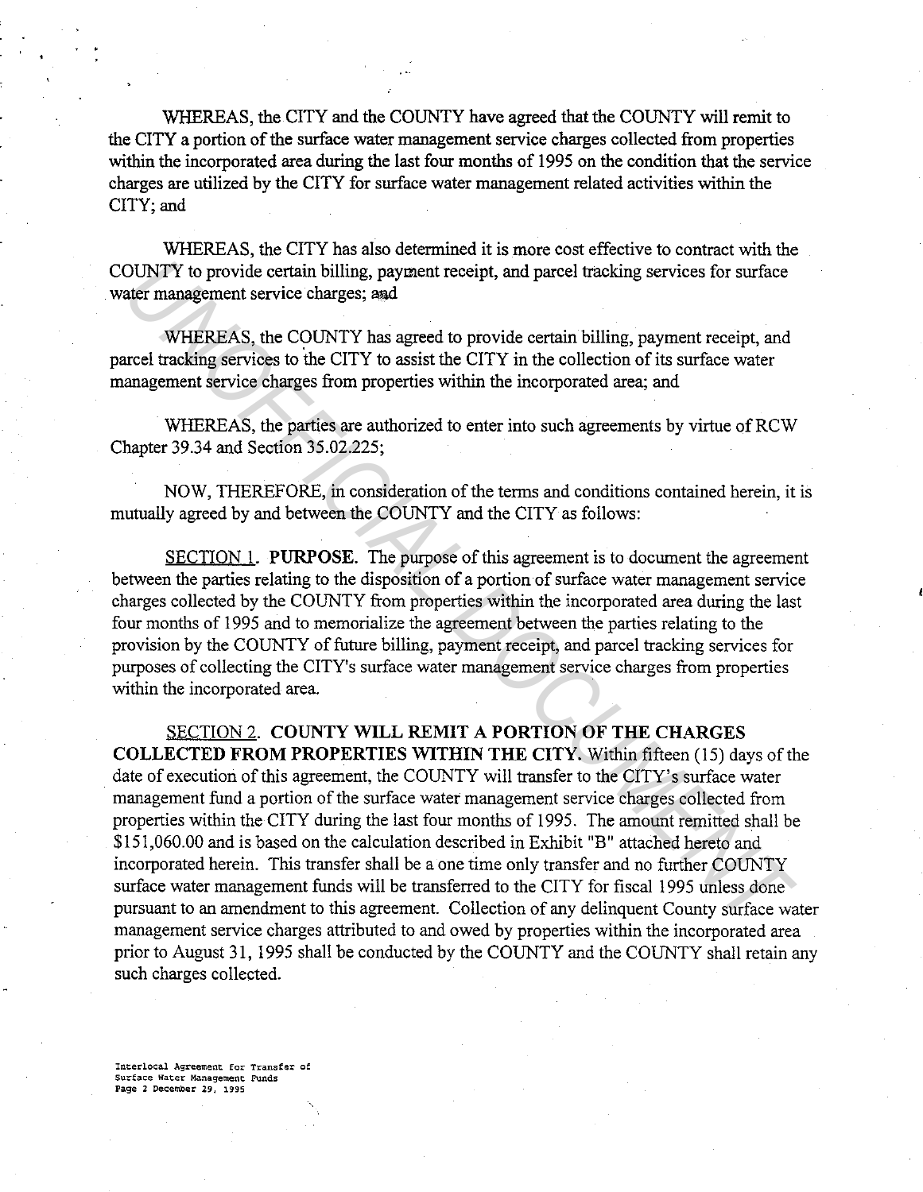WHEREAS, the CITY and the COUNTY have agreed that the COUNTY will remit to the CITY a portion of the surface water management service charges collected from properties within the incorporated area during the last four months of 1995 on the condition that the service charges are utilized by the CITY for surface water management related activities within the CITY; and

WHEREAS, the CITY has also determined it is more cost effective to contract with the COUNTY to provide certain billing, payment receipt, and parcel tracking services for surface water management service charges; and

WHEREAS, the COUNTY has agreed to provide certain billing, payment receipt, and parcel tracking services to the CITY to assist the CITY in the collection of its surface water management service charges from properties within the incorporated area; and

WHEREAS, the parties are authorized to enter into such agreements by virtue of RCW Chapter 39.34 and Section 35.02.225;

NOW, THEREFORE, in consideration of the terms and conditions contained herein, it is mutually agreed by and between the COUNTY and the CITY as follows:

SECTION 1. **PURPOSE.** The purpose of this agreement is to document the agreement between the parties relating to the disposition of a portion of surface water management service charges collected by the COUNTY from properties within the incorporated area during the last four months of 1995 and to memorialize the agreement between the parties relating to the provision by the COUNTY of future billing, payment receipt, and parcel tracking services for purposes of collecting the CITY's surface water management service charges from properties within the incorporated area.

SECTION 2. **COUNTY WILL REMIT A PORTION OF THE CHARGES COLLECTED FROM PROPERTIES WITHIN THE CITY.** Within fifteen (15) days of the date of execution of this agreement, the COUNTY will transfer to the CITY's surface water management fund a portion of the surface water management service charges collected from properties within the CITY during the last four months of 1995. The amount remitted shall be $151,060.00 and is based on the calculation described in Exhibit "B" attached hereto and incorporated herein. This transfer shall be a one time only transfer and no further COUNTY surface water management funds will be transferred to the CITY for fiscal 1995 unless done pursuant to an amendment to this agreement. Collection of any delinquent County surface water management service charges attributed to and owed by properties within the incorporated area prior to August 31, 1995 shall be conducted by the COUNTY and the COUNTY shall retain any such charges collected.

Interlocal Agreement for Transfer of Surface Water Management Funds
Page 2 December 29, 1995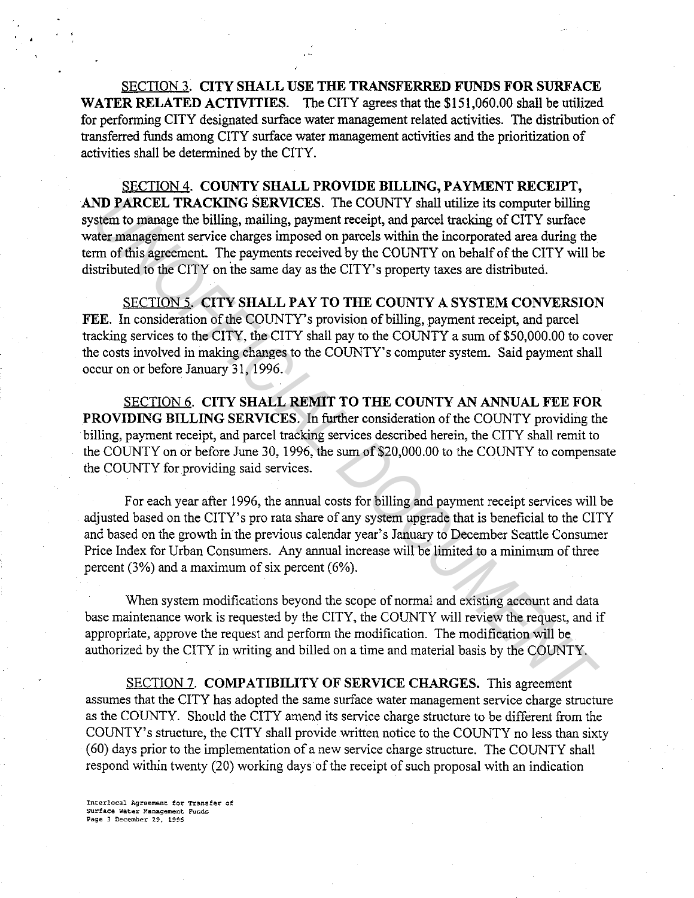SECTION 3. **CITY SHALL USE THE TRANSFERRED FUNDS FOR SURFACE WATER RELATED ACTIVITIES.** The CITY agrees that the $151,060.00 shall be utilized for performing CITY designated surface water management related activities. The distribution of transferred funds among CITY surface water management activities and the prioritization of activities shall be determined by the CITY.

SECTION 4. **COUNTY SHALL PROVIDE BILLING, PAYMENT RECEIPT, AND PARCEL TRACKING SERVICES.** The COUNTY shall utilize its computer billing system to manage the billing, mailing, payment receipt, and parcel tracking of CITY surface water management service charges imposed on parcels within the incorporated area during the term of this agreement. The payments received by the COUNTY on behalf of the CITY will be distributed to the CITY on the same day as the CITY's property taxes are distributed.

SECTION 5. **CITY SHALL PAY TO THE COUNTY A SYSTEM CONVERSION FEE.** In consideration of the COUNTY's provision of billing, payment receipt, and parcel tracking services to the CITY, the CITY shall pay to the COUNTY a sum of $50,000.00 to cover the costs involved in making changes to the COUNTY's computer system. Said payment shall occur on or before January 31, 1996.

SECTION 6. **CITY SHALL REMIT TO THE COUNTY AN ANNUAL FEE FOR PROVIDING BILLING SERVICES.** In further consideration of the COUNTY providing the billing, payment receipt, and parcel tracking services described herein, the CITY shall remit to the COUNTY on or before June 30, 1996, the sum of $20,000.00 to the COUNTY to compensate the COUNTY for providing said services.

For each year after 1996, the annual costs for billing and payment receipt services will be adjusted based on the CITY's pro rata share of any system upgrade that is beneficial to the CITY and based on the growth in the previous calendar year's January to December Seattle Consumer Price Index for Urban Consumers. Any annual increase will be limited to a minimum of three percent (3%) and a maximum of six percent (6%).

When system modifications beyond the scope of normal and existing account and data base maintenance work is requested by the CITY, the COUNTY will review the request, and if appropriate, approve the request and perform the modification. The modification will be authorized by the CITY in writing and billed on a time and material basis by the COUNTY.

SECTION 7. **COMPATIBILITY OF SERVICE CHARGES.** This agreement assumes that the CITY has adopted the same surface water management service charge structure as the COUNTY. Should the CITY amend its service charge structure to be different from the COUNTY's structure, the CITY shall provide written notice to the COUNTY no less than sixty (60) days prior to the implementation of a new service charge structure. The COUNTY shall respond within twenty (20) working days of the receipt of such proposal with an indication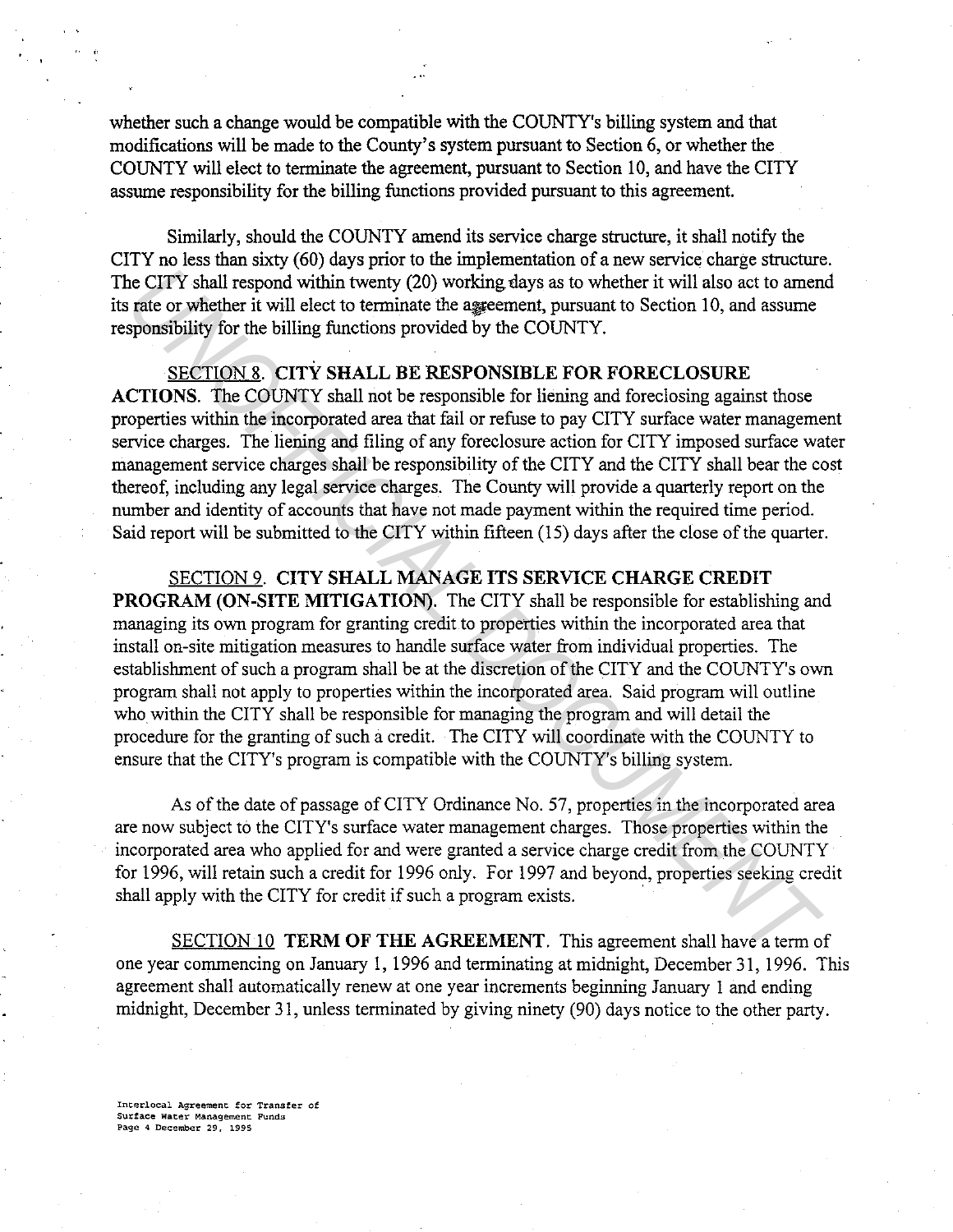whether such a change would be compatible with the COUNTY's billing system and that modifications will be made to the County's system pursuant to Section 6, or whether the COUNTY will elect to terminate the agreement, pursuant to Section 10, and have the CITY assume responsibility for the billing functions provided pursuant to this agreement.

Similarly, should the COUNTY amend its service charge structure, it shall notify the CITY no less than sixty (60) days prior to the implementation of a new service charge structure. The CITY shall respond within twenty (20) working days as to whether it will also act to amend its rate or whether it will elect to terminate the agreement, pursuant to Section 10, and assume responsibility for the billing functions provided by the COUNTY.

SECTION 8. **CITY SHALL BE RESPONSIBLE FOR FORECLOSURE ACTIONS**. The COUNTY shall not be responsible for liening and foreclosing against those properties within the incorporated area that fail or refuse to pay CITY surface water management service charges. The liening and filing of any foreclosure action for CITY imposed surface water management service charges shall be responsibility of the CITY and the CITY shall bear the cost thereof, including any legal service charges. The County will provide a quarterly report on the number and identity of accounts that have not made payment within the required time period. Said report will be submitted to the CITY within fifteen (15) days after the close of the quarter.

SECTION 9. **CITY SHALL MANAGE ITS SERVICE CHARGE CREDIT PROGRAM (ON-SITE MITIGATION)**. The CITY shall be responsible for establishing and managing its own program for granting credit to properties within the incorporated area that install on-site mitigation measures to handle surface water from individual properties. The establishment of such a program shall be at the discretion of the CITY and the COUNTY's own program shall not apply to properties within the incorporated area. Said program will outline who within the CITY shall be responsible for managing the program and will detail the procedure for the granting of such a credit. The CITY will coordinate with the COUNTY to ensure that the CITY's program is compatible with the COUNTY's billing system.

As of the date of passage of CITY Ordinance No. 57, properties in the incorporated area are now subject to the CITY's surface water management charges. Those properties within the incorporated area who applied for and were granted a service charge credit from the COUNTY for 1996, will retain such a credit for 1996 only. For 1997 and beyond, properties seeking credit shall apply with the CITY for credit if such a program exists.

SECTION 10 **TERM OF THE AGREEMENT**. This agreement shall have a term of one year commencing on January 1, 1996 and terminating at midnight, December 31, 1996. This agreement shall automatically renew at one year increments beginning January 1 and ending midnight, December 31, unless terminated by giving ninety (90) days notice to the other party.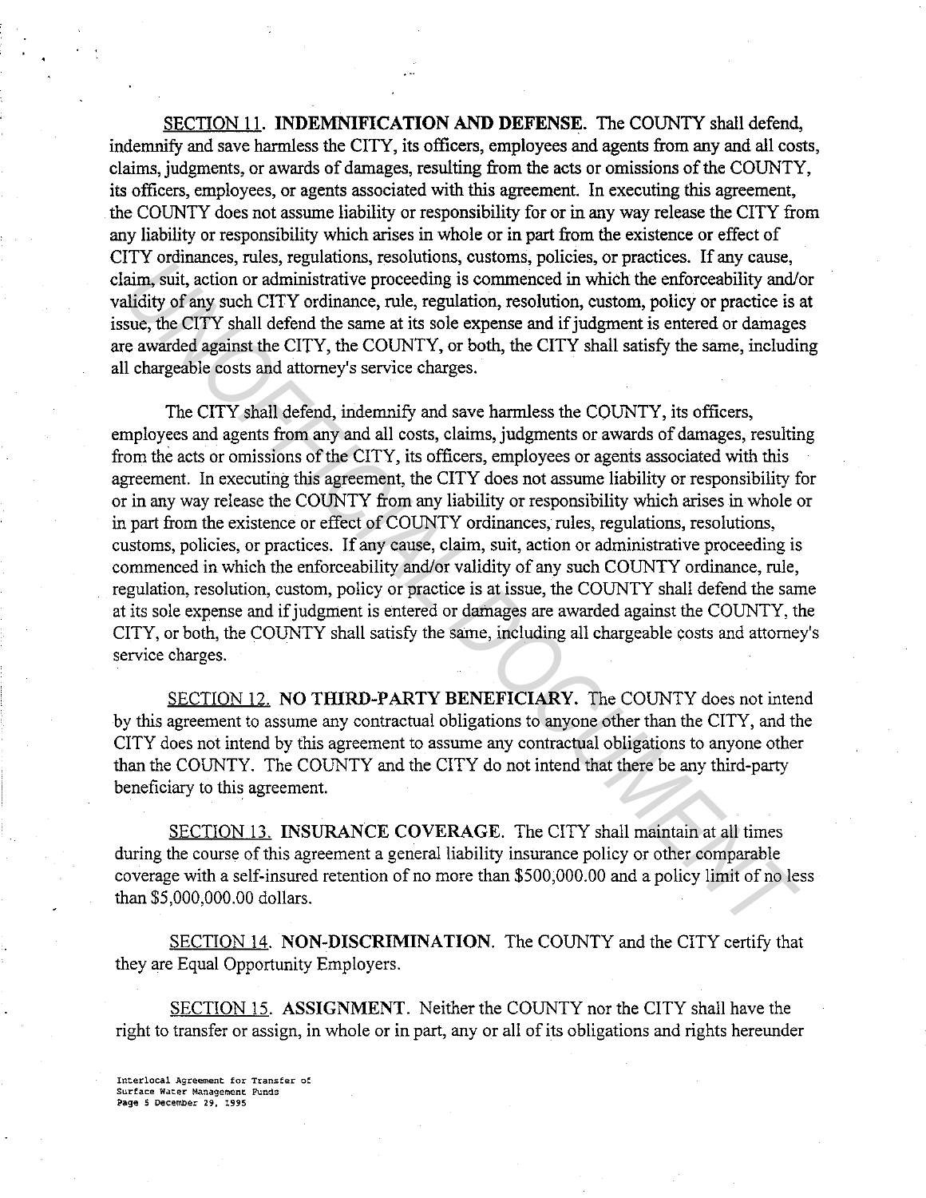SECTION 11. **INDEMNIFICATION AND DEFENSE.** The COUNTY shall defend, indemnify and save harmless the CITY, its officers, employees and agents from any and all costs, claims, judgments, or awards of damages, resulting from the acts or omissions of the COUNTY, its officers, employees, or agents associated with this agreement. In executing this agreement, the COUNTY does not assume liability or responsibility for or in any way release the CITY from any liability or responsibility which arises in whole or in part from the existence or effect of CITY ordinances, rules, regulations, resolutions, customs, policies, or practices. If any cause, claim, suit, action or administrative proceeding is commenced in which the enforceability and/or validity of any such CITY ordinance, rule, regulation, resolution, custom, policy or practice is at issue, the CITY shall defend the same at its sole expense and if judgment is entered or damages are awarded against the CITY, the COUNTY, or both, the CITY shall satisfy the same, including all chargeable costs and attorney's service charges.

The CITY shall defend, indemnify and save harmless the COUNTY, its officers, employees and agents from any and all costs, claims, judgments or awards of damages, resulting from the acts or omissions of the CITY, its officers, employees or agents associated with this agreement. In executing this agreement, the CITY does not assume liability or responsibility for or in any way release the COUNTY from any liability or responsibility which arises in whole or in part from the existence or effect of COUNTY ordinances, rules, regulations, resolutions, customs, policies, or practices. If any cause, claim, suit, action or administrative proceeding is commenced in which the enforceability and/or validity of any such COUNTY ordinance, rule, regulation, resolution, custom, policy or practice is at issue, the COUNTY shall defend the same at its sole expense and if judgment is entered or damages are awarded against the COUNTY, the CITY, or both, the COUNTY shall satisfy the same, including all chargeable costs and attorney's service charges.

SECTION 12. **NO THIRD-PARTY BENEFICIARY.** The COUNTY does not intend by this agreement to assume any contractual obligations to anyone other than the CITY, and the CITY does not intend by this agreement to assume any contractual obligations to anyone other than the COUNTY. The COUNTY and the CITY do not intend that there be any third-party beneficiary to this agreement.

SECTION 13. **INSURANCE COVERAGE.** The CITY shall maintain at all times during the course of this agreement a general liability insurance policy or other comparable coverage with a self-insured retention of no more than $500,000.00 and a policy limit of no less than $5,000,000.00 dollars.

SECTION 14. **NON-DISCRIMINATION.** The COUNTY and the CITY certify that they are Equal Opportunity Employers.

SECTION 15. **ASSIGNMENT.** Neither the COUNTY nor the CITY shall have the right to transfer or assign, in whole or in part, any or all of its obligations and rights hereunder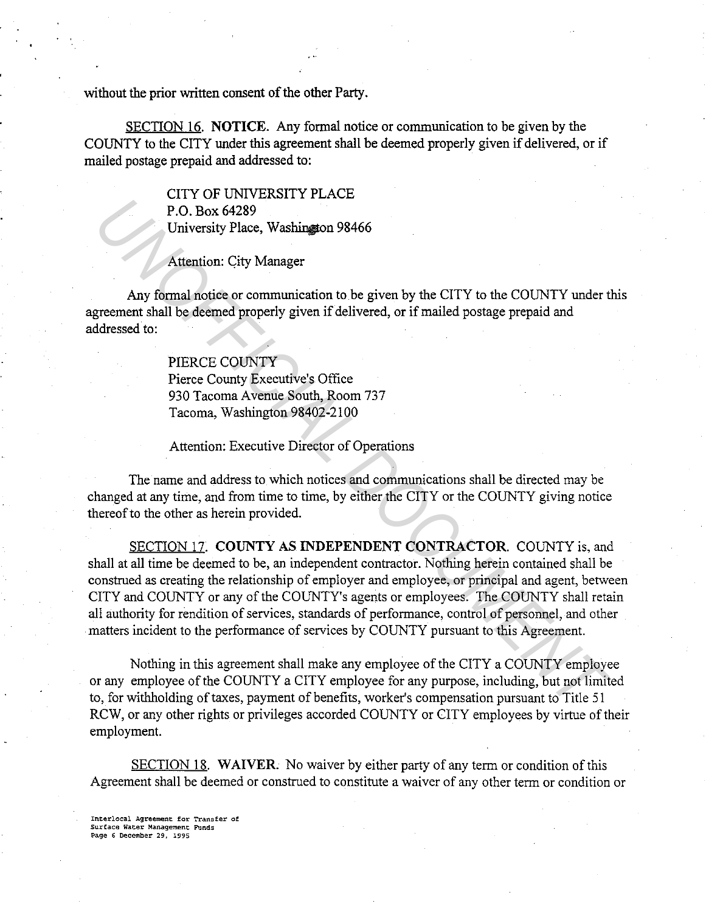without the prior written consent of the other Party.

SECTION 16. **NOTICE**. Any formal notice or communication to be given by the COUNTY to the CITY under this agreement shall be deemed properly given if delivered, or if mailed postage prepaid and addressed to:

> CITY OF UNIVERSITY PLACE
> P.O. Box 64289
> University Place, Washington 98466
>
> Attention: City Manager

Any formal notice or communication to be given by the CITY to the COUNTY under this agreement shall be deemed properly given if delivered, or if mailed postage prepaid and addressed to:

> PIERCE COUNTY
> Pierce County Executive's Office
> 930 Tacoma Avenue South, Room 737
> Tacoma, Washington 98402-2100
>
> Attention: Executive Director of Operations

The name and address to which notices and communications shall be directed may be changed at any time, and from time to time, by either the CITY or the COUNTY giving notice thereof to the other as herein provided.

SECTION 17. **COUNTY AS INDEPENDENT CONTRACTOR**. COUNTY is, and shall at all time be deemed to be, an independent contractor. Nothing herein contained shall be construed as creating the relationship of employer and employee, or principal and agent, between CITY and COUNTY or any of the COUNTY's agents or employees. The COUNTY shall retain all authority for rendition of services, standards of performance, control of personnel, and other matters incident to the performance of services by COUNTY pursuant to this Agreement.

Nothing in this agreement shall make any employee of the CITY a COUNTY employee or any employee of the COUNTY a CITY employee for any purpose, including, but not limited to, for withholding of taxes, payment of benefits, worker's compensation pursuant to Title 51 RCW, or any other rights or privileges accorded COUNTY or CITY employees by virtue of their employment.

SECTION 18. **WAIVER**. No waiver by either party of any term or condition of this Agreement shall be deemed or construed to constitute a waiver of any other term or condition or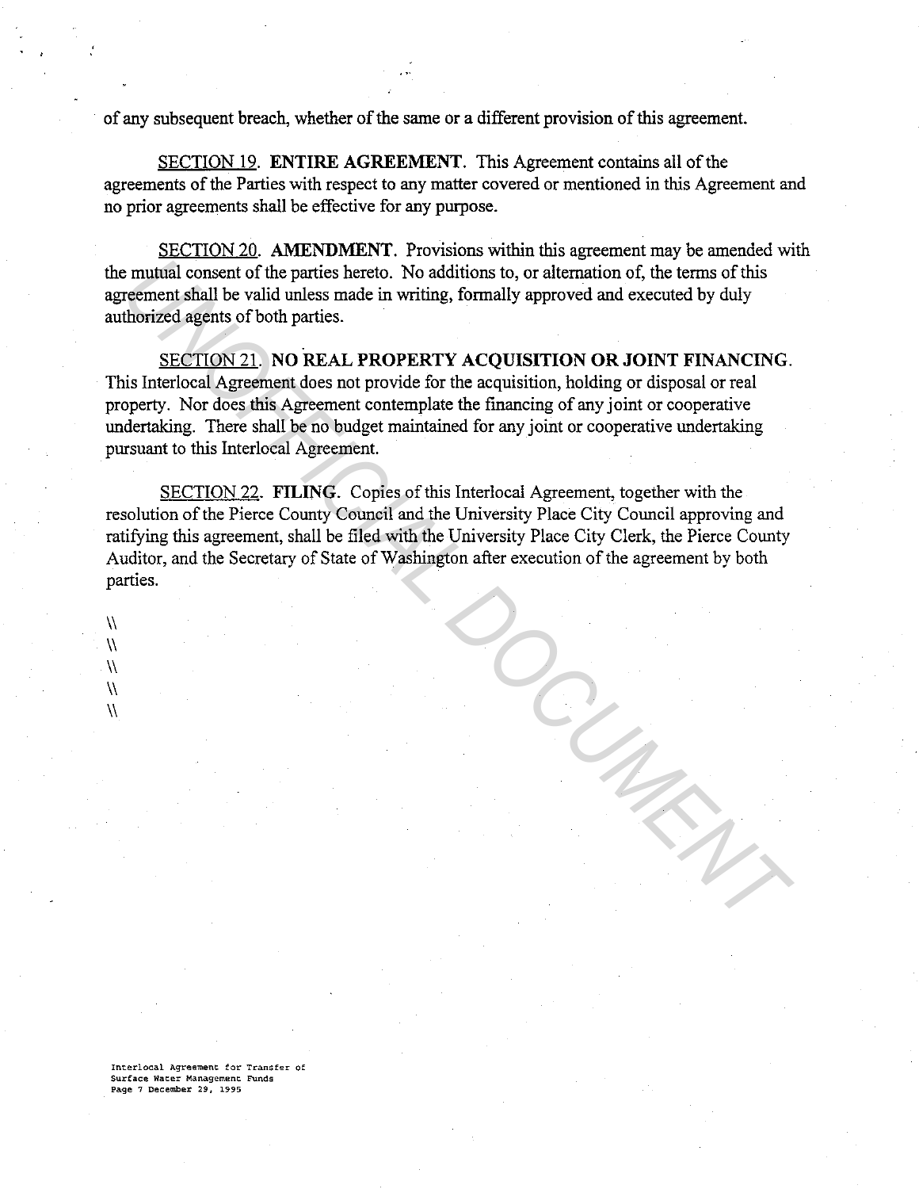of any subsequent breach, whether of the same or a different provision of this agreement.

<u>SECTION 19</u>. **ENTIRE AGREEMENT**. This Agreement contains all of the agreements of the Parties with respect to any matter covered or mentioned in this Agreement and no prior agreements shall be effective for any purpose.

<u>SECTION 20</u>. **AMENDMENT**. Provisions within this agreement may be amended with the mutual consent of the parties hereto. No additions to, or alternation of, the terms of this agreement shall be valid unless made in writing, formally approved and executed by duly authorized agents of both parties.

<u>SECTION 21</u>. **NO REAL PROPERTY ACQUISITION OR JOINT FINANCING**. This Interlocal Agreement does not provide for the acquisition, holding or disposal or real property. Nor does this Agreement contemplate the financing of any joint or cooperative undertaking. There shall be no budget maintained for any joint or cooperative undertaking pursuant to this Interlocal Agreement.

<u>SECTION 22</u>. **FILING**. Copies of this Interlocal Agreement, together with the resolution of the Pierce County Council and the University Place City Council approving and ratifying this agreement, shall be filed with the University Place City Clerk, the Pierce County Auditor, and the Secretary of State of Washington after execution of the agreement by both parties.

\\
\\
\\
\\
\\

Interlocal Agreement for Transfer of Surface Water Management Funds
Page 7 December 29, 1995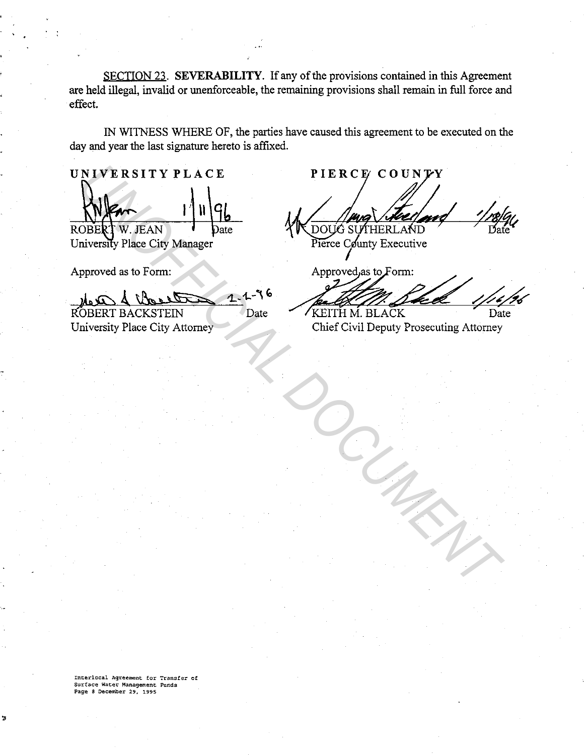SECTION 23. **SEVERABILITY.** If any of the provisions contained in this Agreement are held illegal, invalid or unenforceable, the remaining provisions shall remain in full force and effect.

IN WITNESS WHERE OF, the parties have caused this agreement to be executed on the day and year the last signature hereto is affixed.

| **UNIVERSITY PLACE** | **PIERCE COUNTY** |
|---|---|
| 1/11/96 | 1/18/96 |
| ROBERT W. JEAN — Date | DOUG SUTHERLAND — Date |
| University Place City Manager | Pierce County Executive |
| Approved as to Form: | Approved as to Form: |
| 1-1-96 | 1/16/96 |
| ROBERT BACKSTEIN — Date | KEITH M. BLACK — Date |
| University Place City Attorney | Chief Civil Deputy Prosecuting Attorney |

Interlocal Agreement for Transfer of Surface Water Management Funds
Page 8 December 29, 1995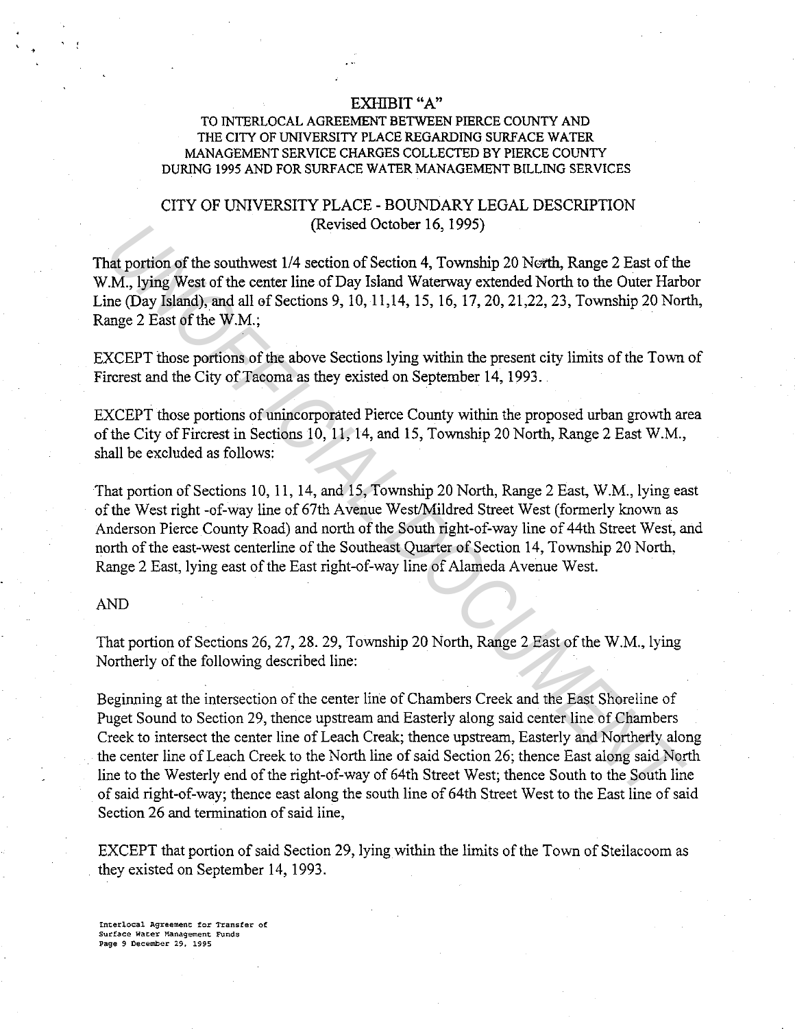EXHIBIT "A"

TO INTERLOCAL AGREEMENT BETWEEN PIERCE COUNTY AND THE CITY OF UNIVERSITY PLACE REGARDING SURFACE WATER MANAGEMENT SERVICE CHARGES COLLECTED BY PIERCE COUNTY DURING 1995 AND FOR SURFACE WATER MANAGEMENT BILLING SERVICES

CITY OF UNIVERSITY PLACE - BOUNDARY LEGAL DESCRIPTION
(Revised October 16, 1995)

That portion of the southwest 1/4 section of Section 4, Township 20 North, Range 2 East of the W.M., lying West of the center line of Day Island Waterway extended North to the Outer Harbor Line (Day Island), and all of Sections 9, 10, 11,14, 15, 16, 17, 20, 21,22, 23, Township 20 North, Range 2 East of the W.M.;

EXCEPT those portions of the above Sections lying within the present city limits of the Town of Fircrest and the City of Tacoma as they existed on September 14, 1993.

EXCEPT those portions of unincorporated Pierce County within the proposed urban growth area of the City of Fircrest in Sections 10, 11, 14, and 15, Township 20 North, Range 2 East W.M., shall be excluded as follows:

That portion of Sections 10, 11, 14, and 15, Township 20 North, Range 2 East, W.M., lying east of the West right -of-way line of 67th Avenue West/Mildred Street West (formerly known as Anderson Pierce County Road) and north of the South right-of-way line of 44th Street West, and north of the east-west centerline of the Southeast Quarter of Section 14, Township 20 North, Range 2 East, lying east of the East right-of-way line of Alameda Avenue West.

AND

That portion of Sections 26, 27, 28. 29, Township 20 North, Range 2 East of the W.M., lying Northerly of the following described line:

Beginning at the intersection of the center line of Chambers Creek and the East Shoreline of Puget Sound to Section 29, thence upstream and Easterly along said center line of Chambers Creek to intersect the center line of Leach Creak; thence upstream, Easterly and Northerly along the center line of Leach Creek to the North line of said Section 26; thence East along said North line to the Westerly end of the right-of-way of 64th Street West; thence South to the South line of said right-of-way; thence east along the south line of 64th Street West to the East line of said Section 26 and termination of said line,

EXCEPT that portion of said Section 29, lying within the limits of the Town of Steilacoom as they existed on September 14, 1993.

Interlocal Agreement for Transfer of Surface Water Management Funds
Page 9 December 29, 1995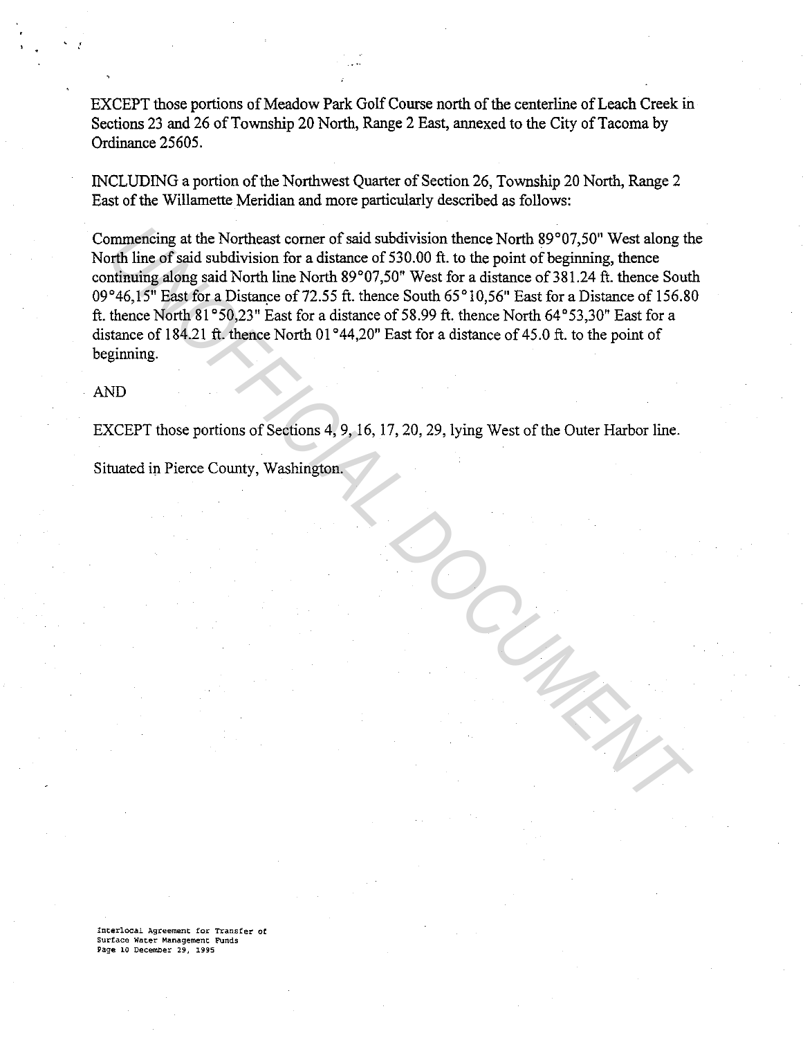EXCEPT those portions of Meadow Park Golf Course north of the centerline of Leach Creek in Sections 23 and 26 of Township 20 North, Range 2 East, annexed to the City of Tacoma by Ordinance 25605.

INCLUDING a portion of the Northwest Quarter of Section 26, Township 20 North, Range 2 East of the Willamette Meridian and more particularly described as follows:

Commencing at the Northeast corner of said subdivision thence North 89°07,50" West along the North line of said subdivision for a distance of 530.00 ft. to the point of beginning, thence continuing along said North line North 89°07,50" West for a distance of 381.24 ft. thence South 09°46,15" East for a Distance of 72.55 ft. thence South 65°10,56" East for a Distance of 156.80 ft. thence North 81°50,23" East for a distance of 58.99 ft. thence North 64°53,30" East for a distance of 184.21 ft. thence North 01°44,20" East for a distance of 45.0 ft. to the point of beginning.

AND

EXCEPT those portions of Sections 4, 9, 16, 17, 20, 29, lying West of the Outer Harbor line.

Situated in Pierce County, Washington.

Interlocal Agreement for Transfer of Surface Water Management Funds
Page 10 December 29, 1995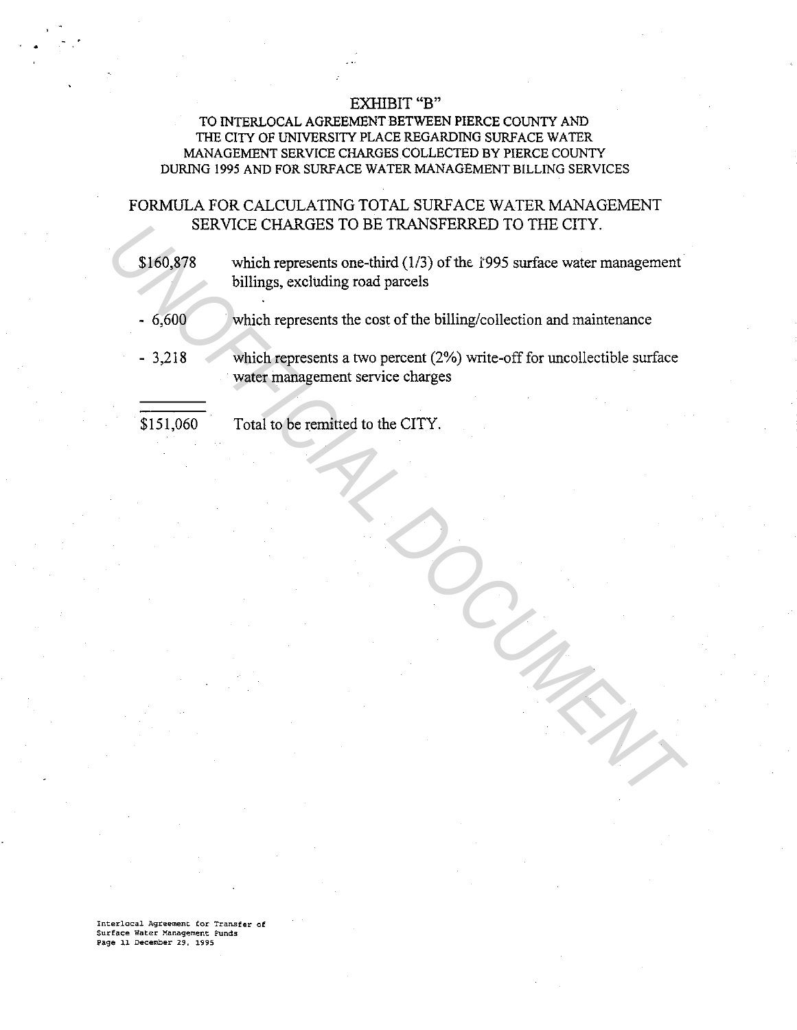# EXHIBIT "B"

TO INTERLOCAL AGREEMENT BETWEEN PIERCE COUNTY AND THE CITY OF UNIVERSITY PLACE REGARDING SURFACE WATER MANAGEMENT SERVICE CHARGES COLLECTED BY PIERCE COUNTY DURING 1995 AND FOR SURFACE WATER MANAGEMENT BILLING SERVICES

## FORMULA FOR CALCULATING TOTAL SURFACE WATER MANAGEMENT SERVICE CHARGES TO BE TRANSFERRED TO THE CITY.

| | |
|---|---|
| $160,878 | which represents one-third (1/3) of the 1995 surface water management billings, excluding road parcels |
| - 6,600 | which represents the cost of the billing/collection and maintenance |
| - 3,218 | which represents a two percent (2%) write-off for uncollectible surface water management service charges |
| $151,060 | Total to be remitted to the CITY. |

Interlocal Agreement for Transfer of Surface Water Management Funds
Page 11 December 29, 1995